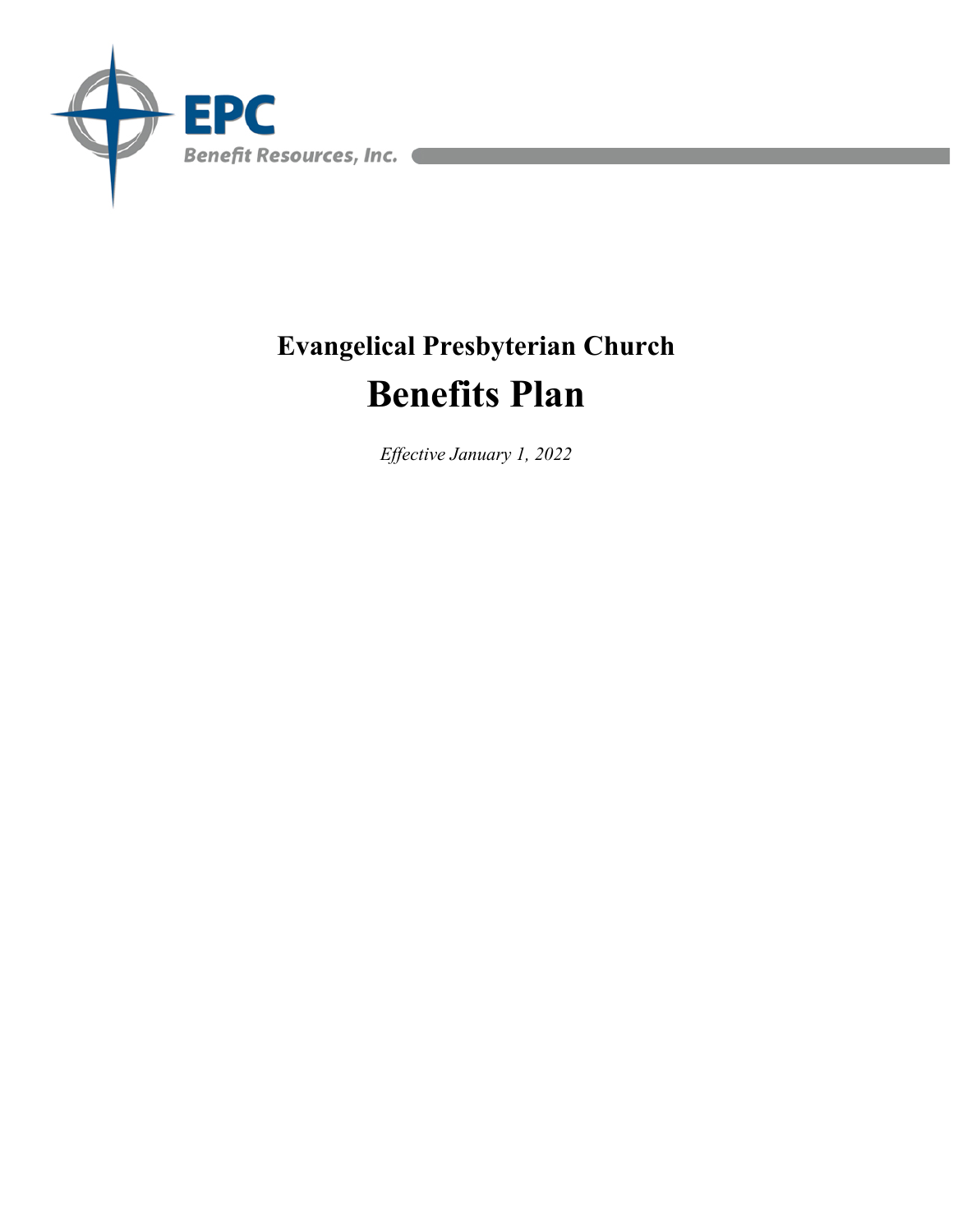EPC

Benefit Resources, Inc.

## Evangelical Presbyterian Church

# Benefits Plan

*Effective January 1, 2022*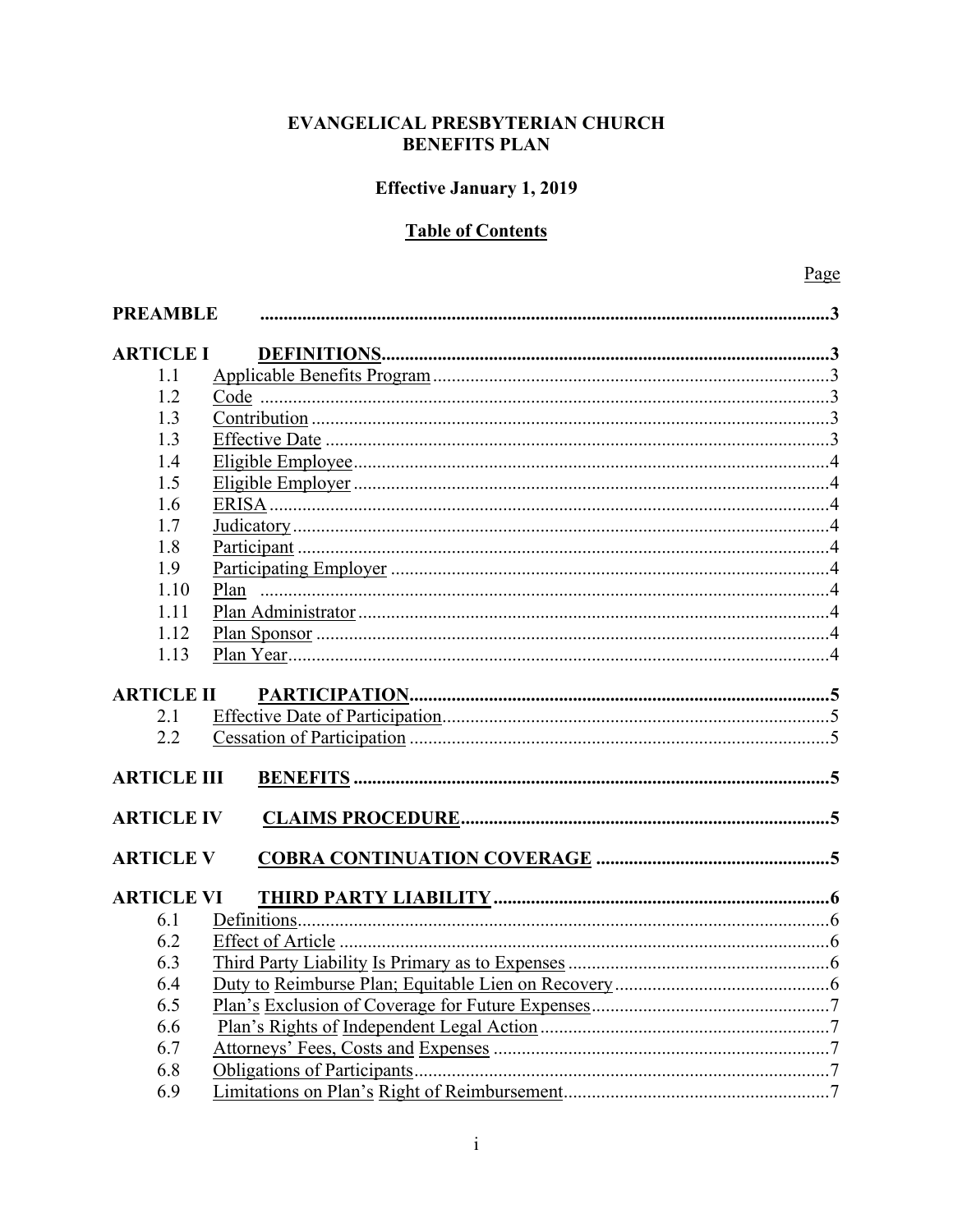**EVANGELICAL PRESBYTERIAN CHURCH**
**BENEFITS PLAN**

**Effective January 1, 2019**

**Table of Contents**

| | | Page |
|---|---|---|
| **PREAMBLE** | | **3** |
| **ARTICLE I** | **DEFINITIONS** | **3** |
| 1.1 | Applicable Benefits Program | 3 |
| 1.2 | Code | 3 |
| 1.3 | Contribution | 3 |
| 1.3 | Effective Date | 3 |
| 1.4 | Eligible Employee | 4 |
| 1.5 | Eligible Employer | 4 |
| 1.6 | ERISA | 4 |
| 1.7 | Judicatory | 4 |
| 1.8 | Participant | 4 |
| 1.9 | Participating Employer | 4 |
| 1.10 | Plan | 4 |
| 1.11 | Plan Administrator | 4 |
| 1.12 | Plan Sponsor | 4 |
| 1.13 | Plan Year | 4 |
| **ARTICLE II** | **PARTICIPATION** | **5** |
| 2.1 | Effective Date of Participation | 5 |
| 2.2 | Cessation of Participation | 5 |
| **ARTICLE III** | **BENEFITS** | **5** |
| **ARTICLE IV** | **CLAIMS PROCEDURE** | **5** |
| **ARTICLE V** | **COBRA CONTINUATION COVERAGE** | **5** |
| **ARTICLE VI** | **THIRD PARTY LIABILITY** | **6** |
| 6.1 | Definitions | 6 |
| 6.2 | Effect of Article | 6 |
| 6.3 | Third Party Liability Is Primary as to Expenses | 6 |
| 6.4 | Duty to Reimburse Plan; Equitable Lien on Recovery | 6 |
| 6.5 | Plan's Exclusion of Coverage for Future Expenses | 7 |
| 6.6 | Plan's Rights of Independent Legal Action | 7 |
| 6.7 | Attorneys' Fees, Costs and Expenses | 7 |
| 6.8 | Obligations of Participants | 7 |
| 6.9 | Limitations on Plan's Right of Reimbursement | 7 |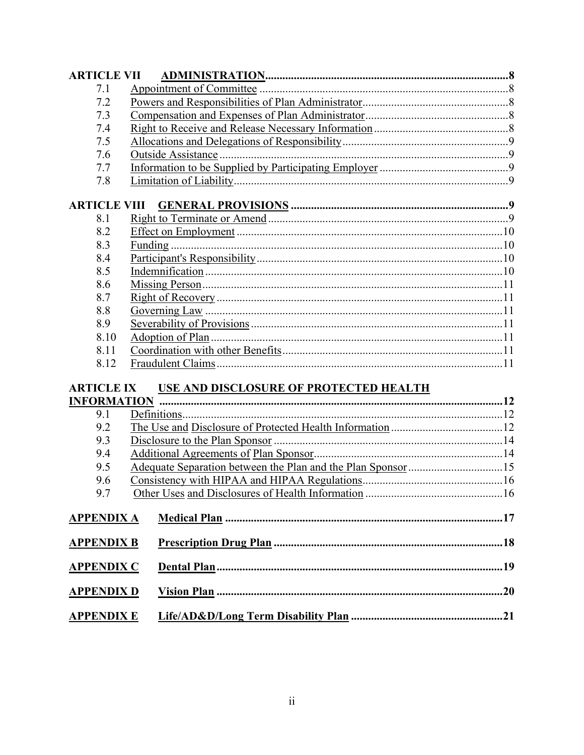**ARTICLE VII ADMINISTRATION** .......... 8

- 7.1 Appointment of Committee .......... 8
- 7.2 Powers and Responsibilities of Plan Administrator .......... 8
- 7.3 Compensation and Expenses of Plan Administrator .......... 8
- 7.4 Right to Receive and Release Necessary Information .......... 8
- 7.5 Allocations and Delegations of Responsibility .......... 9
- 7.6 Outside Assistance .......... 9
- 7.7 Information to be Supplied by Participating Employer .......... 9
- 7.8 Limitation of Liability .......... 9

**ARTICLE VIII GENERAL PROVISIONS** .......... 9

- 8.1 Right to Terminate or Amend .......... 9
- 8.2 Effect on Employment .......... 10
- 8.3 Funding .......... 10
- 8.4 Participant's Responsibility .......... 10
- 8.5 Indemnification .......... 10
- 8.6 Missing Person .......... 11
- 8.7 Right of Recovery .......... 11
- 8.8 Governing Law .......... 11
- 8.9 Severability of Provisions .......... 11
- 8.10 Adoption of Plan .......... 11
- 8.11 Coordination with other Benefits .......... 11
- 8.12 Fraudulent Claims .......... 11

**ARTICLE IX USE AND DISCLOSURE OF PROTECTED HEALTH INFORMATION** .......... 12

- 9.1 Definitions .......... 12
- 9.2 The Use and Disclosure of Protected Health Information .......... 12
- 9.3 Disclosure to the Plan Sponsor .......... 14
- 9.4 Additional Agreements of Plan Sponsor .......... 14
- 9.5 Adequate Separation between the Plan and the Plan Sponsor .......... 15
- 9.6 Consistency with HIPAA and HIPAA Regulations .......... 16
- 9.7 Other Uses and Disclosures of Health Information .......... 16

**APPENDIX A Medical Plan** .......... 17

**APPENDIX B Prescription Drug Plan** .......... 18

**APPENDIX C Dental Plan** .......... 19

**APPENDIX D Vision Plan** .......... 20

**APPENDIX E Life/AD&D/Long Term Disability Plan** .......... 21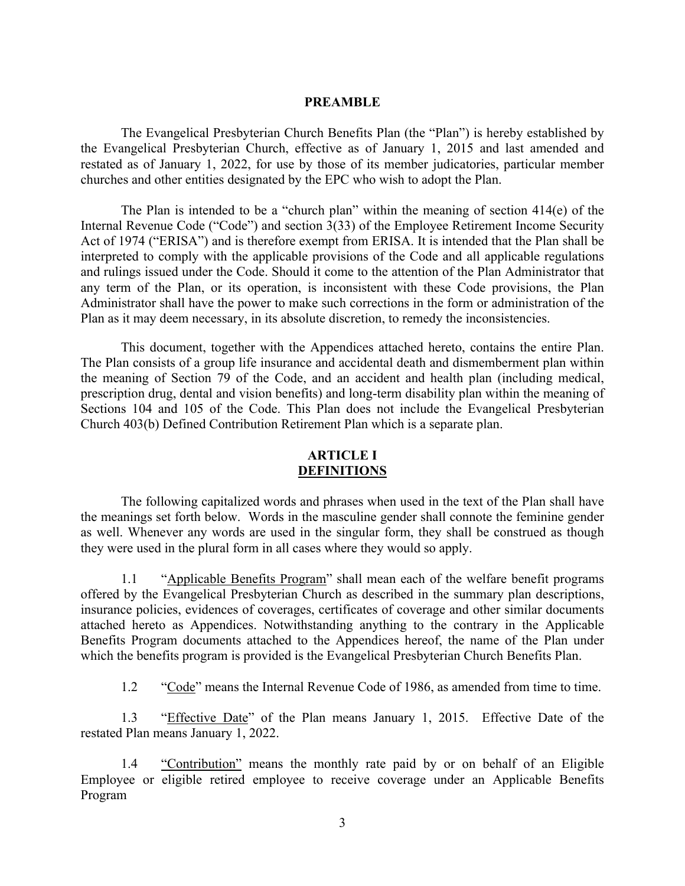## PREAMBLE

The Evangelical Presbyterian Church Benefits Plan (the "Plan") is hereby established by the Evangelical Presbyterian Church, effective as of January 1, 2015 and last amended and restated as of January 1, 2022, for use by those of its member judicatories, particular member churches and other entities designated by the EPC who wish to adopt the Plan.

The Plan is intended to be a "church plan" within the meaning of section 414(e) of the Internal Revenue Code ("Code") and section 3(33) of the Employee Retirement Income Security Act of 1974 ("ERISA") and is therefore exempt from ERISA. It is intended that the Plan shall be interpreted to comply with the applicable provisions of the Code and all applicable regulations and rulings issued under the Code. Should it come to the attention of the Plan Administrator that any term of the Plan, or its operation, is inconsistent with these Code provisions, the Plan Administrator shall have the power to make such corrections in the form or administration of the Plan as it may deem necessary, in its absolute discretion, to remedy the inconsistencies.

This document, together with the Appendices attached hereto, contains the entire Plan. The Plan consists of a group life insurance and accidental death and dismemberment plan within the meaning of Section 79 of the Code, and an accident and health plan (including medical, prescription drug, dental and vision benefits) and long-term disability plan within the meaning of Sections 104 and 105 of the Code. This Plan does not include the Evangelical Presbyterian Church 403(b) Defined Contribution Retirement Plan which is a separate plan.

## ARTICLE I
## DEFINITIONS

The following capitalized words and phrases when used in the text of the Plan shall have the meanings set forth below. Words in the masculine gender shall connote the feminine gender as well. Whenever any words are used in the singular form, they shall be construed as though they were used in the plural form in all cases where they would so apply.

1.1 "Applicable Benefits Program" shall mean each of the welfare benefit programs offered by the Evangelical Presbyterian Church as described in the summary plan descriptions, insurance policies, evidences of coverages, certificates of coverage and other similar documents attached hereto as Appendices. Notwithstanding anything to the contrary in the Applicable Benefits Program documents attached to the Appendices hereof, the name of the Plan under which the benefits program is provided is the Evangelical Presbyterian Church Benefits Plan.

1.2 "Code" means the Internal Revenue Code of 1986, as amended from time to time.

1.3 "Effective Date" of the Plan means January 1, 2015. Effective Date of the restated Plan means January 1, 2022.

1.4 "Contribution" means the monthly rate paid by or on behalf of an Eligible Employee or eligible retired employee to receive coverage under an Applicable Benefits Program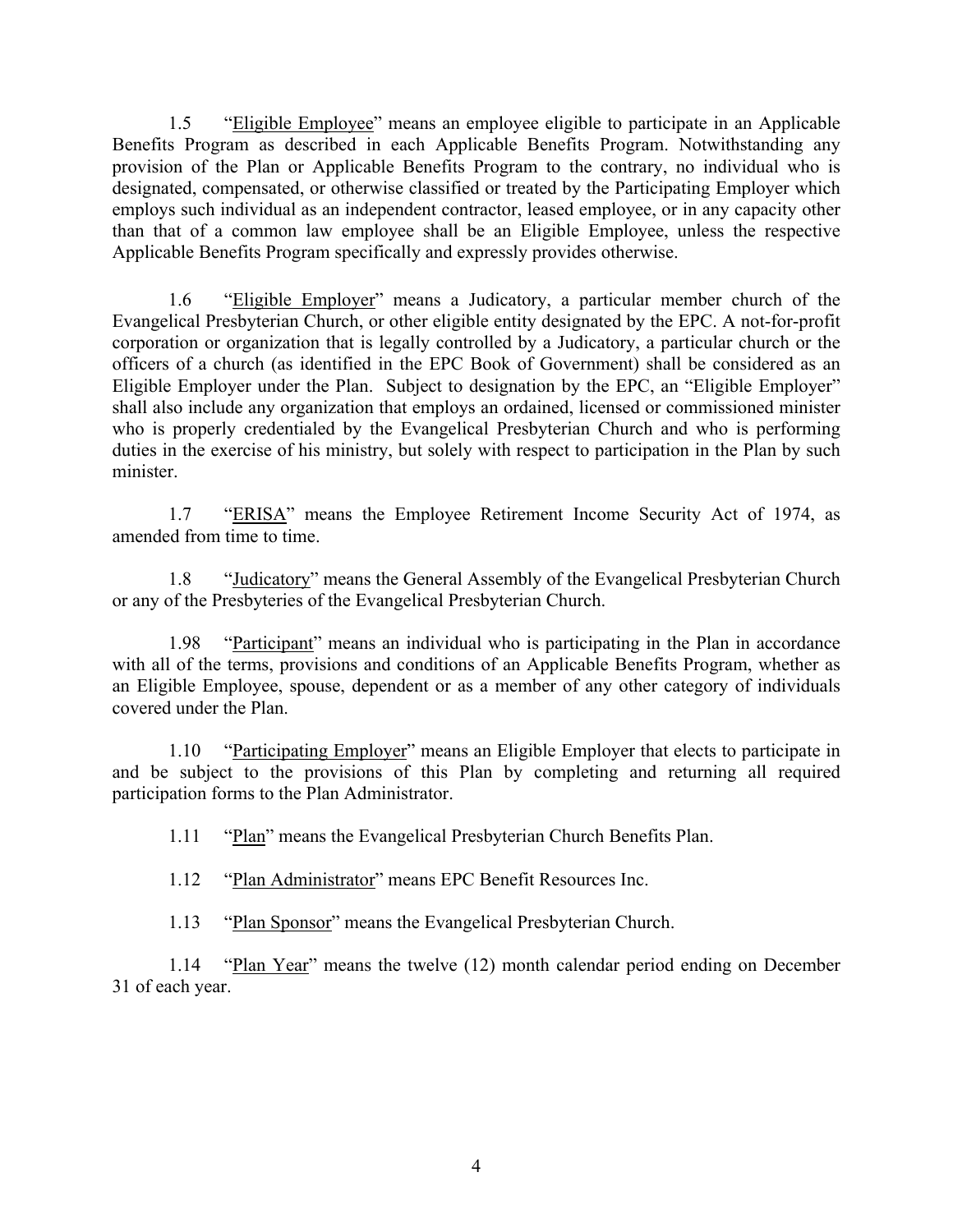1.5 "<u>Eligible Employee</u>" means an employee eligible to participate in an Applicable Benefits Program as described in each Applicable Benefits Program. Notwithstanding any provision of the Plan or Applicable Benefits Program to the contrary, no individual who is designated, compensated, or otherwise classified or treated by the Participating Employer which employs such individual as an independent contractor, leased employee, or in any capacity other than that of a common law employee shall be an Eligible Employee, unless the respective Applicable Benefits Program specifically and expressly provides otherwise.

1.6 "<u>Eligible Employer</u>" means a Judicatory, a particular member church of the Evangelical Presbyterian Church, or other eligible entity designated by the EPC. A not-for-profit corporation or organization that is legally controlled by a Judicatory, a particular church or the officers of a church (as identified in the EPC Book of Government) shall be considered as an Eligible Employer under the Plan. Subject to designation by the EPC, an "Eligible Employer" shall also include any organization that employs an ordained, licensed or commissioned minister who is properly credentialed by the Evangelical Presbyterian Church and who is performing duties in the exercise of his ministry, but solely with respect to participation in the Plan by such minister.

1.7 "<u>ERISA</u>" means the Employee Retirement Income Security Act of 1974, as amended from time to time.

1.8 "<u>Judicatory</u>" means the General Assembly of the Evangelical Presbyterian Church or any of the Presbyteries of the Evangelical Presbyterian Church.

1.98 "<u>Participant</u>" means an individual who is participating in the Plan in accordance with all of the terms, provisions and conditions of an Applicable Benefits Program, whether as an Eligible Employee, spouse, dependent or as a member of any other category of individuals covered under the Plan.

1.10 "<u>Participating Employer</u>" means an Eligible Employer that elects to participate in and be subject to the provisions of this Plan by completing and returning all required participation forms to the Plan Administrator.

1.11 "<u>Plan</u>" means the Evangelical Presbyterian Church Benefits Plan.

1.12 "<u>Plan Administrator</u>" means EPC Benefit Resources Inc.

1.13 "<u>Plan Sponsor</u>" means the Evangelical Presbyterian Church.

1.14 "<u>Plan Year</u>" means the twelve (12) month calendar period ending on December 31 of each year.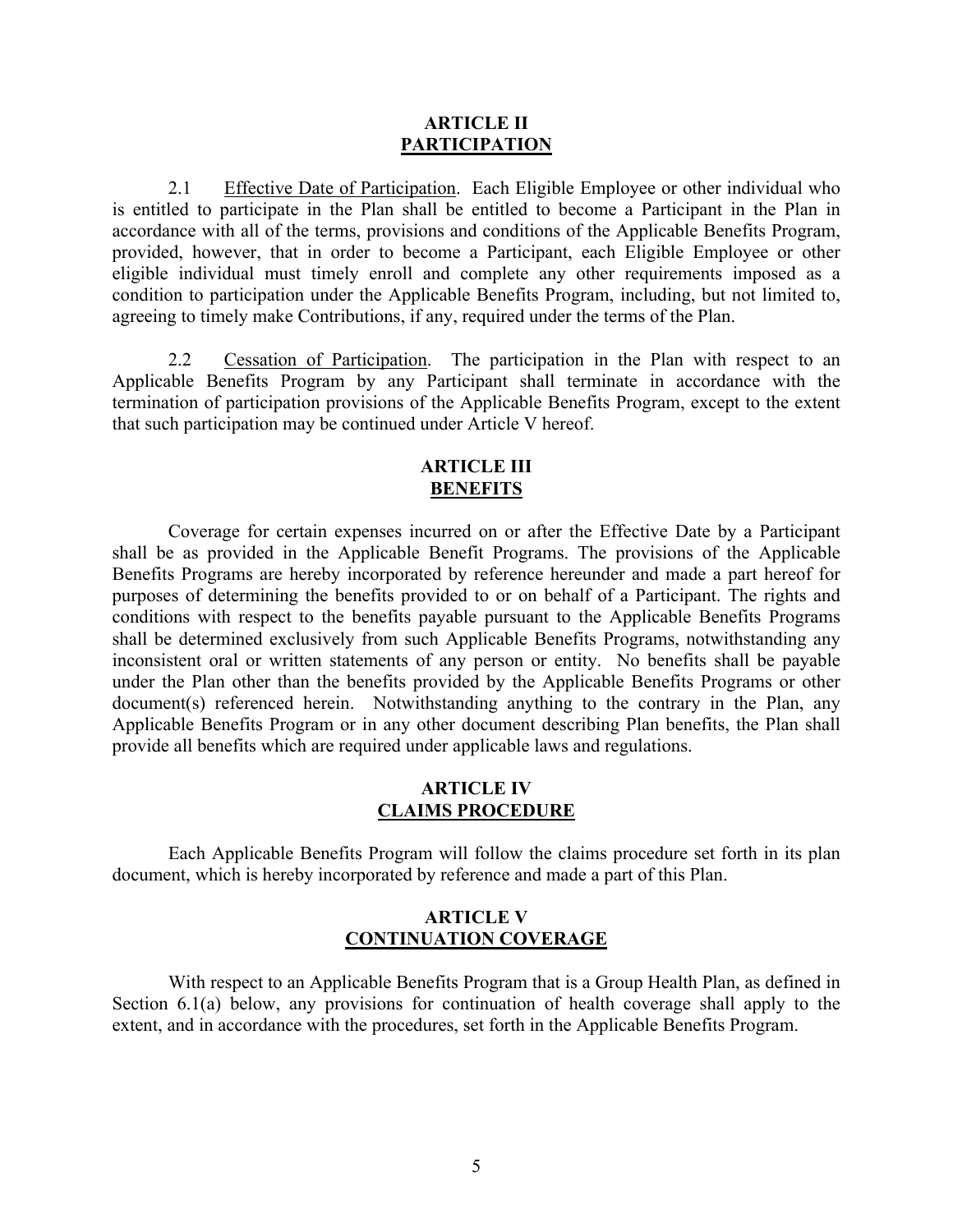## ARTICLE II
## PARTICIPATION

2.1 Effective Date of Participation. Each Eligible Employee or other individual who is entitled to participate in the Plan shall be entitled to become a Participant in the Plan in accordance with all of the terms, provisions and conditions of the Applicable Benefits Program, provided, however, that in order to become a Participant, each Eligible Employee or other eligible individual must timely enroll and complete any other requirements imposed as a condition to participation under the Applicable Benefits Program, including, but not limited to, agreeing to timely make Contributions, if any, required under the terms of the Plan.

2.2 Cessation of Participation. The participation in the Plan with respect to an Applicable Benefits Program by any Participant shall terminate in accordance with the termination of participation provisions of the Applicable Benefits Program, except to the extent that such participation may be continued under Article V hereof.

## ARTICLE III
## BENEFITS

Coverage for certain expenses incurred on or after the Effective Date by a Participant shall be as provided in the Applicable Benefit Programs. The provisions of the Applicable Benefits Programs are hereby incorporated by reference hereunder and made a part hereof for purposes of determining the benefits provided to or on behalf of a Participant. The rights and conditions with respect to the benefits payable pursuant to the Applicable Benefits Programs shall be determined exclusively from such Applicable Benefits Programs, notwithstanding any inconsistent oral or written statements of any person or entity. No benefits shall be payable under the Plan other than the benefits provided by the Applicable Benefits Programs or other document(s) referenced herein. Notwithstanding anything to the contrary in the Plan, any Applicable Benefits Program or in any other document describing Plan benefits, the Plan shall provide all benefits which are required under applicable laws and regulations.

## ARTICLE IV
## CLAIMS PROCEDURE

Each Applicable Benefits Program will follow the claims procedure set forth in its plan document, which is hereby incorporated by reference and made a part of this Plan.

## ARTICLE V
## CONTINUATION COVERAGE

With respect to an Applicable Benefits Program that is a Group Health Plan, as defined in Section 6.1(a) below, any provisions for continuation of health coverage shall apply to the extent, and in accordance with the procedures, set forth in the Applicable Benefits Program.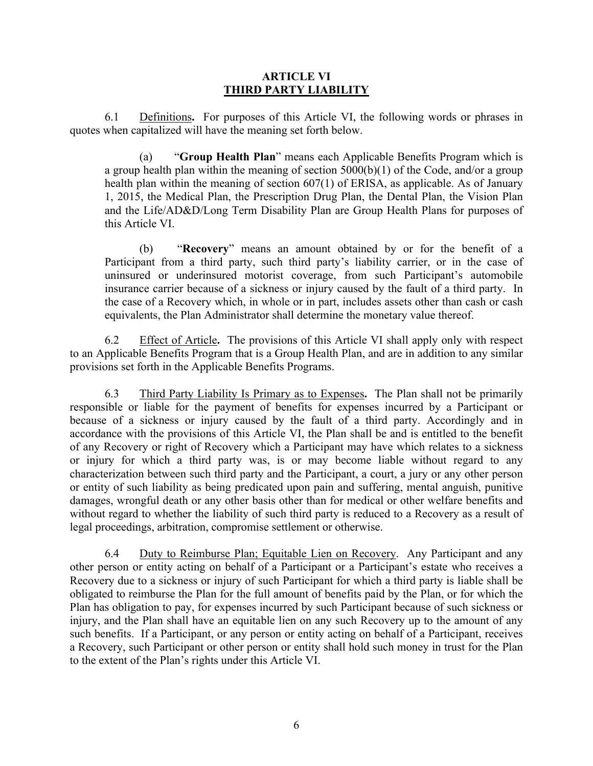# ARTICLE VI
## THIRD PARTY LIABILITY

6.1 Definitions**.** For purposes of this Article VI, the following words or phrases in quotes when capitalized will have the meaning set forth below.

(a) "**Group Health Plan**" means each Applicable Benefits Program which is a group health plan within the meaning of section 5000(b)(1) of the Code, and/or a group health plan within the meaning of section 607(1) of ERISA, as applicable. As of January 1, 2015, the Medical Plan, the Prescription Drug Plan, the Dental Plan, the Vision Plan and the Life/AD&D/Long Term Disability Plan are Group Health Plans for purposes of this Article VI.

(b) "**Recovery**" means an amount obtained by or for the benefit of a Participant from a third party, such third party's liability carrier, or in the case of uninsured or underinsured motorist coverage, from such Participant's automobile insurance carrier because of a sickness or injury caused by the fault of a third party. In the case of a Recovery which, in whole or in part, includes assets other than cash or cash equivalents, the Plan Administrator shall determine the monetary value thereof.

6.2 Effect of Article**.** The provisions of this Article VI shall apply only with respect to an Applicable Benefits Program that is a Group Health Plan, and are in addition to any similar provisions set forth in the Applicable Benefits Programs.

6.3 Third Party Liability Is Primary as to Expenses**.** The Plan shall not be primarily responsible or liable for the payment of benefits for expenses incurred by a Participant or because of a sickness or injury caused by the fault of a third party. Accordingly and in accordance with the provisions of this Article VI, the Plan shall be and is entitled to the benefit of any Recovery or right of Recovery which a Participant may have which relates to a sickness or injury for which a third party was, is or may become liable without regard to any characterization between such third party and the Participant, a court, a jury or any other person or entity of such liability as being predicated upon pain and suffering, mental anguish, punitive damages, wrongful death or any other basis other than for medical or other welfare benefits and without regard to whether the liability of such third party is reduced to a Recovery as a result of legal proceedings, arbitration, compromise settlement or otherwise.

6.4 Duty to Reimburse Plan; Equitable Lien on Recovery. Any Participant and any other person or entity acting on behalf of a Participant or a Participant's estate who receives a Recovery due to a sickness or injury of such Participant for which a third party is liable shall be obligated to reimburse the Plan for the full amount of benefits paid by the Plan, or for which the Plan has obligation to pay, for expenses incurred by such Participant because of such sickness or injury, and the Plan shall have an equitable lien on any such Recovery up to the amount of any such benefits. If a Participant, or any person or entity acting on behalf of a Participant, receives a Recovery, such Participant or other person or entity shall hold such money in trust for the Plan to the extent of the Plan's rights under this Article VI.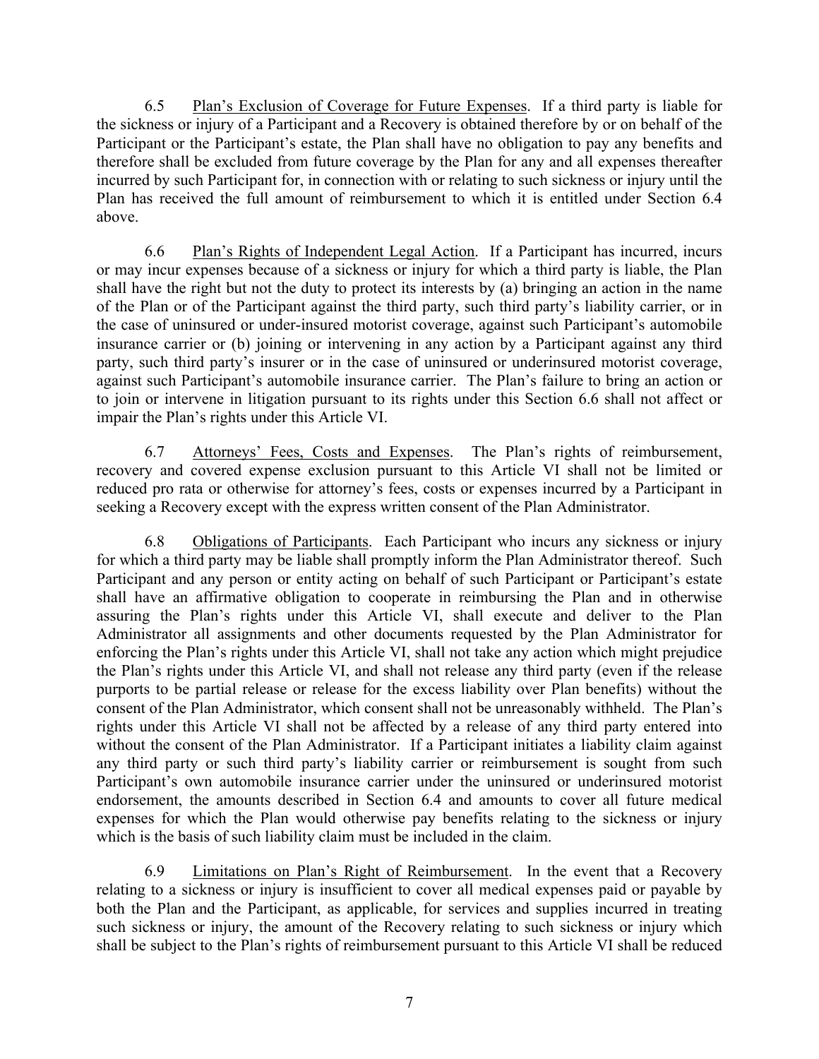6.5 Plan's Exclusion of Coverage for Future Expenses. If a third party is liable for the sickness or injury of a Participant and a Recovery is obtained therefore by or on behalf of the Participant or the Participant's estate, the Plan shall have no obligation to pay any benefits and therefore shall be excluded from future coverage by the Plan for any and all expenses thereafter incurred by such Participant for, in connection with or relating to such sickness or injury until the Plan has received the full amount of reimbursement to which it is entitled under Section 6.4 above.

6.6 Plan's Rights of Independent Legal Action. If a Participant has incurred, incurs or may incur expenses because of a sickness or injury for which a third party is liable, the Plan shall have the right but not the duty to protect its interests by (a) bringing an action in the name of the Plan or of the Participant against the third party, such third party's liability carrier, or in the case of uninsured or under-insured motorist coverage, against such Participant's automobile insurance carrier or (b) joining or intervening in any action by a Participant against any third party, such third party's insurer or in the case of uninsured or underinsured motorist coverage, against such Participant's automobile insurance carrier. The Plan's failure to bring an action or to join or intervene in litigation pursuant to its rights under this Section 6.6 shall not affect or impair the Plan's rights under this Article VI.

6.7 Attorneys' Fees, Costs and Expenses. The Plan's rights of reimbursement, recovery and covered expense exclusion pursuant to this Article VI shall not be limited or reduced pro rata or otherwise for attorney's fees, costs or expenses incurred by a Participant in seeking a Recovery except with the express written consent of the Plan Administrator.

6.8 Obligations of Participants. Each Participant who incurs any sickness or injury for which a third party may be liable shall promptly inform the Plan Administrator thereof. Such Participant and any person or entity acting on behalf of such Participant or Participant's estate shall have an affirmative obligation to cooperate in reimbursing the Plan and in otherwise assuring the Plan's rights under this Article VI, shall execute and deliver to the Plan Administrator all assignments and other documents requested by the Plan Administrator for enforcing the Plan's rights under this Article VI, shall not take any action which might prejudice the Plan's rights under this Article VI, and shall not release any third party (even if the release purports to be partial release or release for the excess liability over Plan benefits) without the consent of the Plan Administrator, which consent shall not be unreasonably withheld. The Plan's rights under this Article VI shall not be affected by a release of any third party entered into without the consent of the Plan Administrator. If a Participant initiates a liability claim against any third party or such third party's liability carrier or reimbursement is sought from such Participant's own automobile insurance carrier under the uninsured or underinsured motorist endorsement, the amounts described in Section 6.4 and amounts to cover all future medical expenses for which the Plan would otherwise pay benefits relating to the sickness or injury which is the basis of such liability claim must be included in the claim.

6.9 Limitations on Plan's Right of Reimbursement. In the event that a Recovery relating to a sickness or injury is insufficient to cover all medical expenses paid or payable by both the Plan and the Participant, as applicable, for services and supplies incurred in treating such sickness or injury, the amount of the Recovery relating to such sickness or injury which shall be subject to the Plan's rights of reimbursement pursuant to this Article VI shall be reduced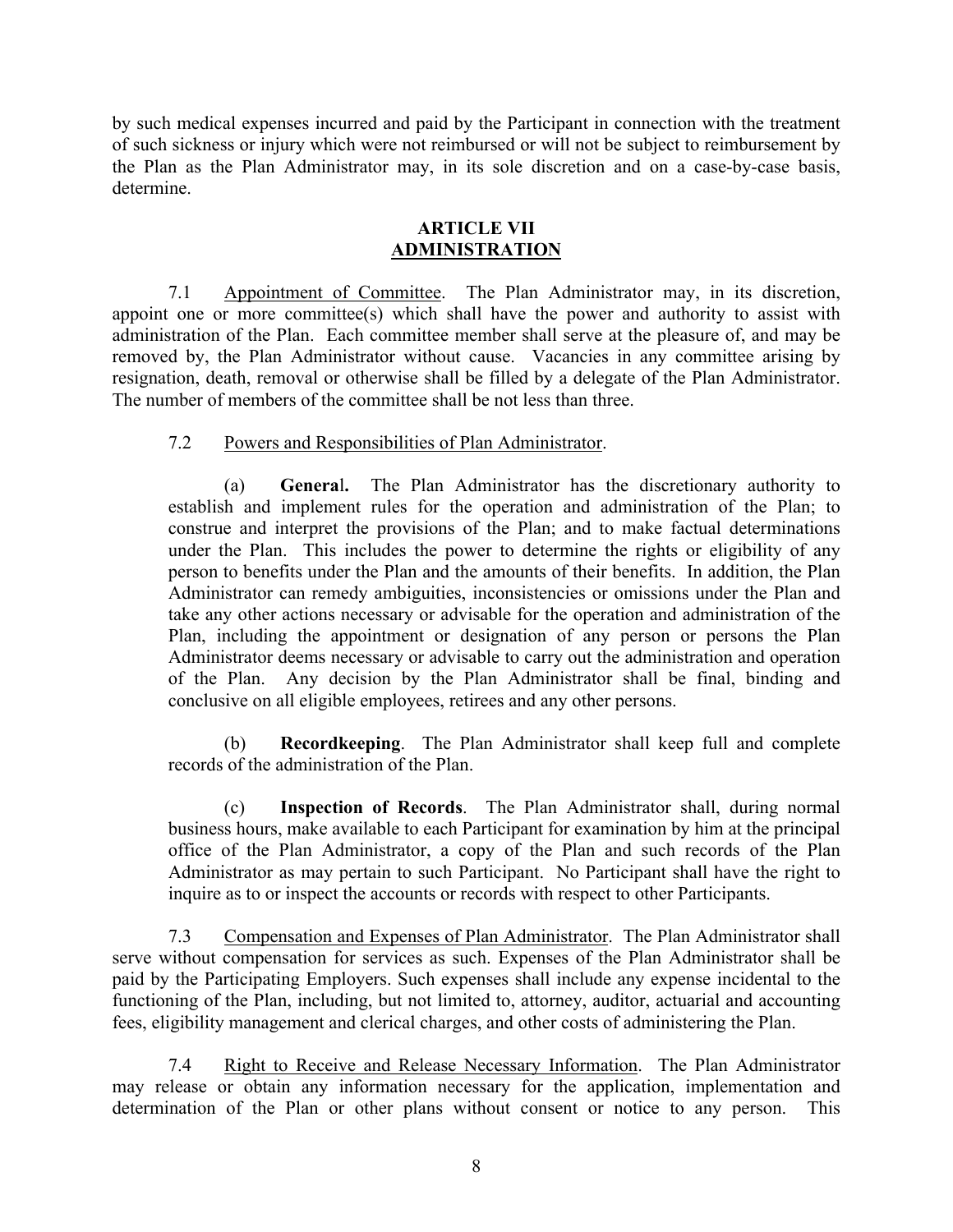by such medical expenses incurred and paid by the Participant in connection with the treatment of such sickness or injury which were not reimbursed or will not be subject to reimbursement by the Plan as the Plan Administrator may, in its sole discretion and on a case-by-case basis, determine.

## ARTICLE VII
## ADMINISTRATION

7.1 Appointment of Committee. The Plan Administrator may, in its discretion, appoint one or more committee(s) which shall have the power and authority to assist with administration of the Plan. Each committee member shall serve at the pleasure of, and may be removed by, the Plan Administrator without cause. Vacancies in any committee arising by resignation, death, removal or otherwise shall be filled by a delegate of the Plan Administrator. The number of members of the committee shall be not less than three.

7.2 Powers and Responsibilities of Plan Administrator.

(a) **General.** The Plan Administrator has the discretionary authority to establish and implement rules for the operation and administration of the Plan; to construe and interpret the provisions of the Plan; and to make factual determinations under the Plan. This includes the power to determine the rights or eligibility of any person to benefits under the Plan and the amounts of their benefits. In addition, the Plan Administrator can remedy ambiguities, inconsistencies or omissions under the Plan and take any other actions necessary or advisable for the operation and administration of the Plan, including the appointment or designation of any person or persons the Plan Administrator deems necessary or advisable to carry out the administration and operation of the Plan. Any decision by the Plan Administrator shall be final, binding and conclusive on all eligible employees, retirees and any other persons.

(b) **Recordkeeping**. The Plan Administrator shall keep full and complete records of the administration of the Plan.

(c) **Inspection of Records**. The Plan Administrator shall, during normal business hours, make available to each Participant for examination by him at the principal office of the Plan Administrator, a copy of the Plan and such records of the Plan Administrator as may pertain to such Participant. No Participant shall have the right to inquire as to or inspect the accounts or records with respect to other Participants.

7.3 Compensation and Expenses of Plan Administrator. The Plan Administrator shall serve without compensation for services as such. Expenses of the Plan Administrator shall be paid by the Participating Employers. Such expenses shall include any expense incidental to the functioning of the Plan, including, but not limited to, attorney, auditor, actuarial and accounting fees, eligibility management and clerical charges, and other costs of administering the Plan.

7.4 Right to Receive and Release Necessary Information. The Plan Administrator may release or obtain any information necessary for the application, implementation and determination of the Plan or other plans without consent or notice to any person. This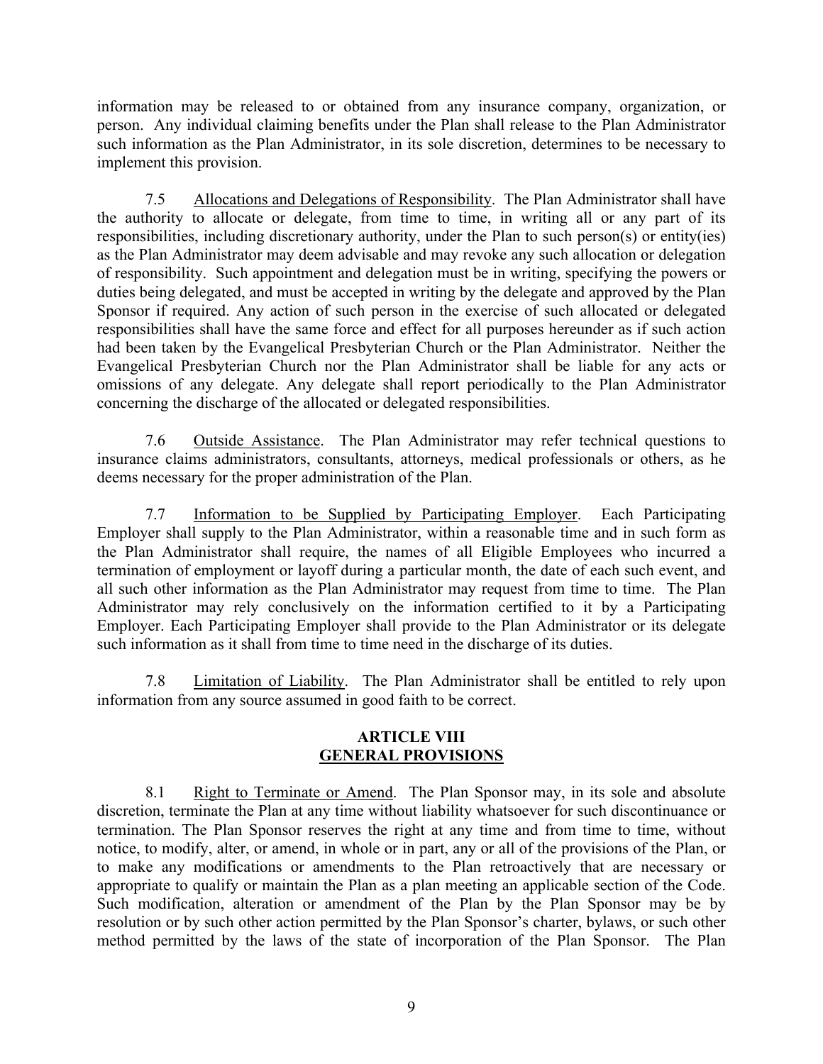information may be released to or obtained from any insurance company, organization, or person. Any individual claiming benefits under the Plan shall release to the Plan Administrator such information as the Plan Administrator, in its sole discretion, determines to be necessary to implement this provision.

7.5 Allocations and Delegations of Responsibility. The Plan Administrator shall have the authority to allocate or delegate, from time to time, in writing all or any part of its responsibilities, including discretionary authority, under the Plan to such person(s) or entity(ies) as the Plan Administrator may deem advisable and may revoke any such allocation or delegation of responsibility. Such appointment and delegation must be in writing, specifying the powers or duties being delegated, and must be accepted in writing by the delegate and approved by the Plan Sponsor if required. Any action of such person in the exercise of such allocated or delegated responsibilities shall have the same force and effect for all purposes hereunder as if such action had been taken by the Evangelical Presbyterian Church or the Plan Administrator. Neither the Evangelical Presbyterian Church nor the Plan Administrator shall be liable for any acts or omissions of any delegate. Any delegate shall report periodically to the Plan Administrator concerning the discharge of the allocated or delegated responsibilities.

7.6 Outside Assistance. The Plan Administrator may refer technical questions to insurance claims administrators, consultants, attorneys, medical professionals or others, as he deems necessary for the proper administration of the Plan.

7.7 Information to be Supplied by Participating Employer. Each Participating Employer shall supply to the Plan Administrator, within a reasonable time and in such form as the Plan Administrator shall require, the names of all Eligible Employees who incurred a termination of employment or layoff during a particular month, the date of each such event, and all such other information as the Plan Administrator may request from time to time. The Plan Administrator may rely conclusively on the information certified to it by a Participating Employer. Each Participating Employer shall provide to the Plan Administrator or its delegate such information as it shall from time to time need in the discharge of its duties.

7.8 Limitation of Liability. The Plan Administrator shall be entitled to rely upon information from any source assumed in good faith to be correct.

## ARTICLE VIII
## GENERAL PROVISIONS

8.1 Right to Terminate or Amend. The Plan Sponsor may, in its sole and absolute discretion, terminate the Plan at any time without liability whatsoever for such discontinuance or termination. The Plan Sponsor reserves the right at any time and from time to time, without notice, to modify, alter, or amend, in whole or in part, any or all of the provisions of the Plan, or to make any modifications or amendments to the Plan retroactively that are necessary or appropriate to qualify or maintain the Plan as a plan meeting an applicable section of the Code. Such modification, alteration or amendment of the Plan by the Plan Sponsor may be by resolution or by such other action permitted by the Plan Sponsor's charter, bylaws, or such other method permitted by the laws of the state of incorporation of the Plan Sponsor. The Plan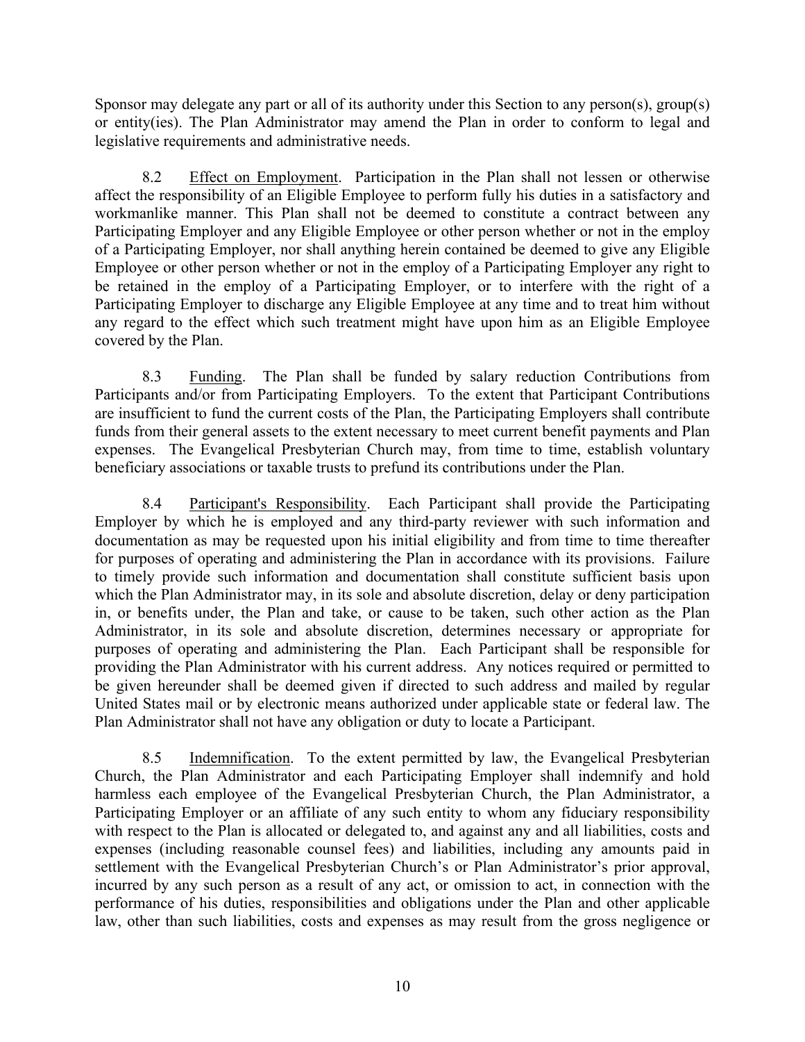Sponsor may delegate any part or all of its authority under this Section to any person(s), group(s) or entity(ies). The Plan Administrator may amend the Plan in order to conform to legal and legislative requirements and administrative needs.

8.2 Effect on Employment. Participation in the Plan shall not lessen or otherwise affect the responsibility of an Eligible Employee to perform fully his duties in a satisfactory and workmanlike manner. This Plan shall not be deemed to constitute a contract between any Participating Employer and any Eligible Employee or other person whether or not in the employ of a Participating Employer, nor shall anything herein contained be deemed to give any Eligible Employee or other person whether or not in the employ of a Participating Employer any right to be retained in the employ of a Participating Employer, or to interfere with the right of a Participating Employer to discharge any Eligible Employee at any time and to treat him without any regard to the effect which such treatment might have upon him as an Eligible Employee covered by the Plan.

8.3 Funding. The Plan shall be funded by salary reduction Contributions from Participants and/or from Participating Employers. To the extent that Participant Contributions are insufficient to fund the current costs of the Plan, the Participating Employers shall contribute funds from their general assets to the extent necessary to meet current benefit payments and Plan expenses. The Evangelical Presbyterian Church may, from time to time, establish voluntary beneficiary associations or taxable trusts to prefund its contributions under the Plan.

8.4 Participant's Responsibility. Each Participant shall provide the Participating Employer by which he is employed and any third-party reviewer with such information and documentation as may be requested upon his initial eligibility and from time to time thereafter for purposes of operating and administering the Plan in accordance with its provisions. Failure to timely provide such information and documentation shall constitute sufficient basis upon which the Plan Administrator may, in its sole and absolute discretion, delay or deny participation in, or benefits under, the Plan and take, or cause to be taken, such other action as the Plan Administrator, in its sole and absolute discretion, determines necessary or appropriate for purposes of operating and administering the Plan. Each Participant shall be responsible for providing the Plan Administrator with his current address. Any notices required or permitted to be given hereunder shall be deemed given if directed to such address and mailed by regular United States mail or by electronic means authorized under applicable state or federal law. The Plan Administrator shall not have any obligation or duty to locate a Participant.

8.5 Indemnification. To the extent permitted by law, the Evangelical Presbyterian Church, the Plan Administrator and each Participating Employer shall indemnify and hold harmless each employee of the Evangelical Presbyterian Church, the Plan Administrator, a Participating Employer or an affiliate of any such entity to whom any fiduciary responsibility with respect to the Plan is allocated or delegated to, and against any and all liabilities, costs and expenses (including reasonable counsel fees) and liabilities, including any amounts paid in settlement with the Evangelical Presbyterian Church's or Plan Administrator's prior approval, incurred by any such person as a result of any act, or omission to act, in connection with the performance of his duties, responsibilities and obligations under the Plan and other applicable law, other than such liabilities, costs and expenses as may result from the gross negligence or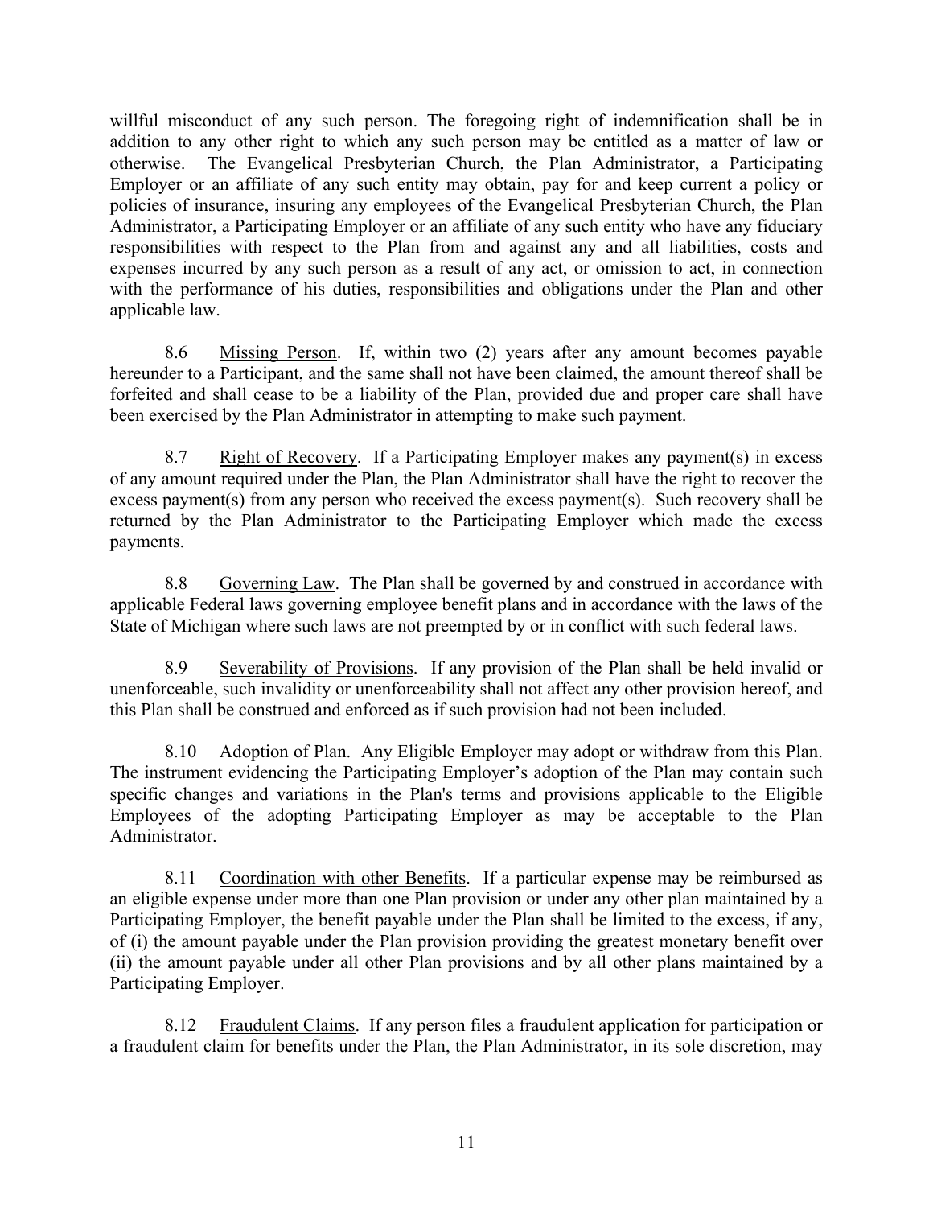willful misconduct of any such person. The foregoing right of indemnification shall be in addition to any other right to which any such person may be entitled as a matter of law or otherwise. The Evangelical Presbyterian Church, the Plan Administrator, a Participating Employer or an affiliate of any such entity may obtain, pay for and keep current a policy or policies of insurance, insuring any employees of the Evangelical Presbyterian Church, the Plan Administrator, a Participating Employer or an affiliate of any such entity who have any fiduciary responsibilities with respect to the Plan from and against any and all liabilities, costs and expenses incurred by any such person as a result of any act, or omission to act, in connection with the performance of his duties, responsibilities and obligations under the Plan and other applicable law.

8.6 Missing Person. If, within two (2) years after any amount becomes payable hereunder to a Participant, and the same shall not have been claimed, the amount thereof shall be forfeited and shall cease to be a liability of the Plan, provided due and proper care shall have been exercised by the Plan Administrator in attempting to make such payment.

8.7 Right of Recovery. If a Participating Employer makes any payment(s) in excess of any amount required under the Plan, the Plan Administrator shall have the right to recover the excess payment(s) from any person who received the excess payment(s). Such recovery shall be returned by the Plan Administrator to the Participating Employer which made the excess payments.

8.8 Governing Law. The Plan shall be governed by and construed in accordance with applicable Federal laws governing employee benefit plans and in accordance with the laws of the State of Michigan where such laws are not preempted by or in conflict with such federal laws.

8.9 Severability of Provisions. If any provision of the Plan shall be held invalid or unenforceable, such invalidity or unenforceability shall not affect any other provision hereof, and this Plan shall be construed and enforced as if such provision had not been included.

8.10 Adoption of Plan. Any Eligible Employer may adopt or withdraw from this Plan. The instrument evidencing the Participating Employer's adoption of the Plan may contain such specific changes and variations in the Plan's terms and provisions applicable to the Eligible Employees of the adopting Participating Employer as may be acceptable to the Plan Administrator.

8.11 Coordination with other Benefits. If a particular expense may be reimbursed as an eligible expense under more than one Plan provision or under any other plan maintained by a Participating Employer, the benefit payable under the Plan shall be limited to the excess, if any, of (i) the amount payable under the Plan provision providing the greatest monetary benefit over (ii) the amount payable under all other Plan provisions and by all other plans maintained by a Participating Employer.

8.12 Fraudulent Claims. If any person files a fraudulent application for participation or a fraudulent claim for benefits under the Plan, the Plan Administrator, in its sole discretion, may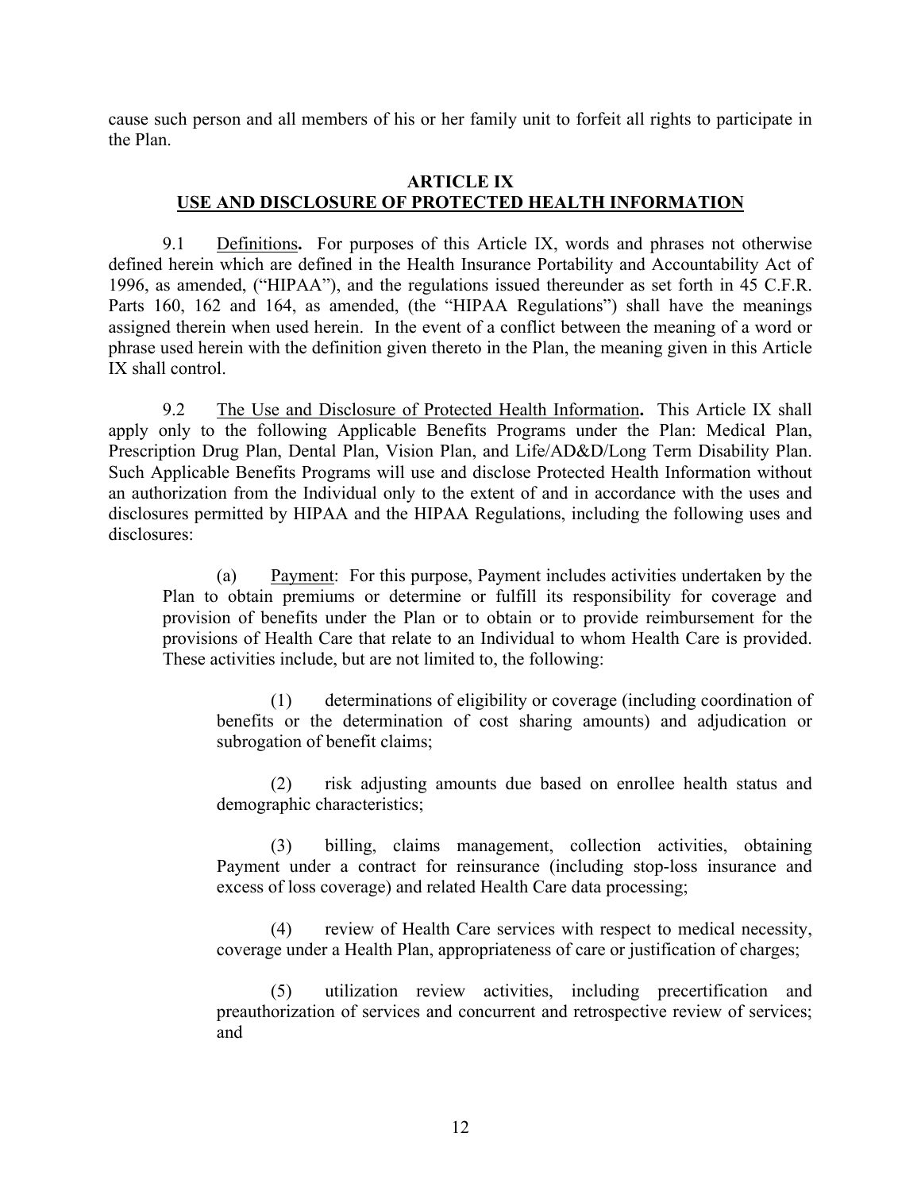cause such person and all members of his or her family unit to forfeit all rights to participate in the Plan.

## ARTICLE IX
## USE AND DISCLOSURE OF PROTECTED HEALTH INFORMATION

9.1 Definitions**.** For purposes of this Article IX, words and phrases not otherwise defined herein which are defined in the Health Insurance Portability and Accountability Act of 1996, as amended, ("HIPAA"), and the regulations issued thereunder as set forth in 45 C.F.R. Parts 160, 162 and 164, as amended, (the "HIPAA Regulations") shall have the meanings assigned therein when used herein. In the event of a conflict between the meaning of a word or phrase used herein with the definition given thereto in the Plan, the meaning given in this Article IX shall control.

9.2 The Use and Disclosure of Protected Health Information**.** This Article IX shall apply only to the following Applicable Benefits Programs under the Plan: Medical Plan, Prescription Drug Plan, Dental Plan, Vision Plan, and Life/AD&D/Long Term Disability Plan. Such Applicable Benefits Programs will use and disclose Protected Health Information without an authorization from the Individual only to the extent of and in accordance with the uses and disclosures permitted by HIPAA and the HIPAA Regulations, including the following uses and disclosures:

(a) Payment: For this purpose, Payment includes activities undertaken by the Plan to obtain premiums or determine or fulfill its responsibility for coverage and provision of benefits under the Plan or to obtain or to provide reimbursement for the provisions of Health Care that relate to an Individual to whom Health Care is provided. These activities include, but are not limited to, the following:

(1) determinations of eligibility or coverage (including coordination of benefits or the determination of cost sharing amounts) and adjudication or subrogation of benefit claims;

(2) risk adjusting amounts due based on enrollee health status and demographic characteristics;

(3) billing, claims management, collection activities, obtaining Payment under a contract for reinsurance (including stop-loss insurance and excess of loss coverage) and related Health Care data processing;

(4) review of Health Care services with respect to medical necessity, coverage under a Health Plan, appropriateness of care or justification of charges;

(5) utilization review activities, including precertification and preauthorization of services and concurrent and retrospective review of services; and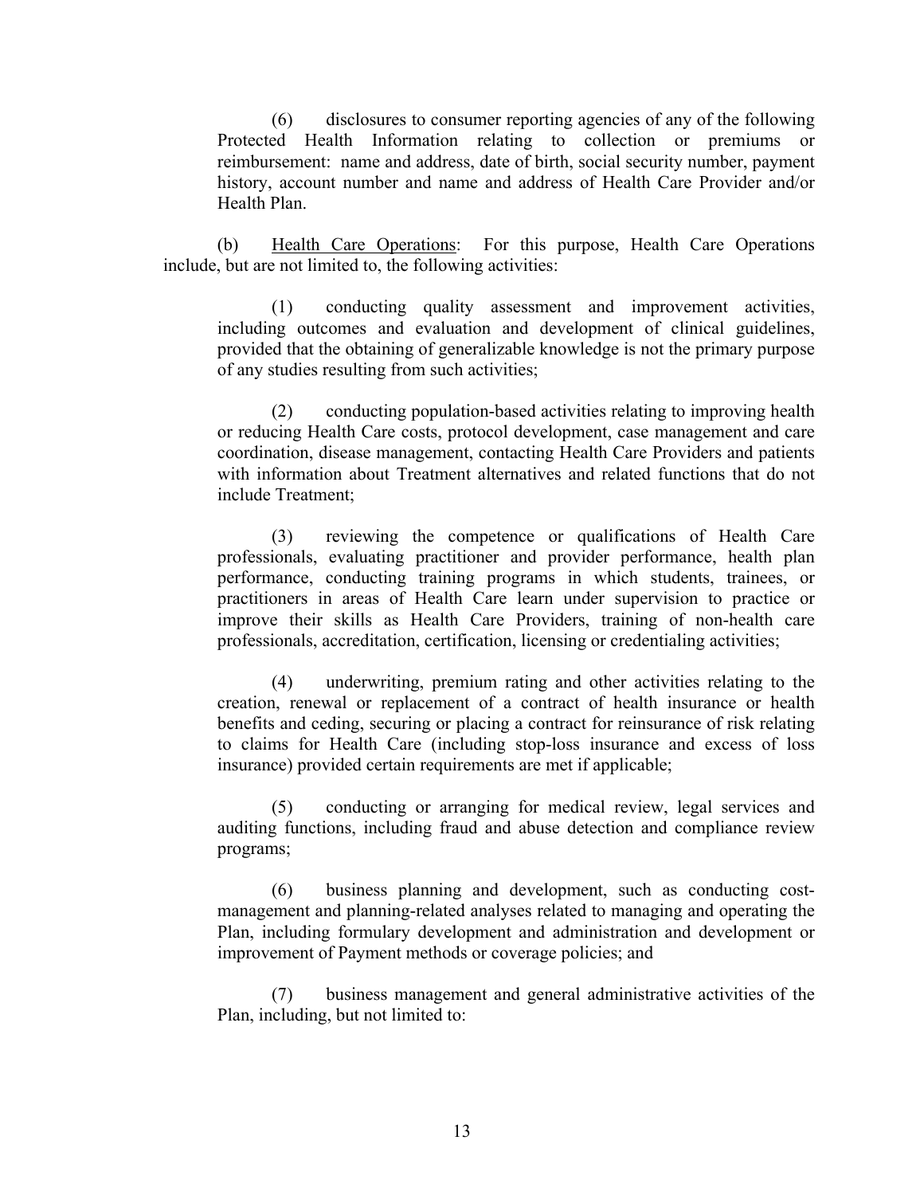(6) disclosures to consumer reporting agencies of any of the following Protected Health Information relating to collection or premiums or reimbursement: name and address, date of birth, social security number, payment history, account number and name and address of Health Care Provider and/or Health Plan.

(b) Health Care Operations: For this purpose, Health Care Operations include, but are not limited to, the following activities:

(1) conducting quality assessment and improvement activities, including outcomes and evaluation and development of clinical guidelines, provided that the obtaining of generalizable knowledge is not the primary purpose of any studies resulting from such activities;

(2) conducting population-based activities relating to improving health or reducing Health Care costs, protocol development, case management and care coordination, disease management, contacting Health Care Providers and patients with information about Treatment alternatives and related functions that do not include Treatment;

(3) reviewing the competence or qualifications of Health Care professionals, evaluating practitioner and provider performance, health plan performance, conducting training programs in which students, trainees, or practitioners in areas of Health Care learn under supervision to practice or improve their skills as Health Care Providers, training of non-health care professionals, accreditation, certification, licensing or credentialing activities;

(4) underwriting, premium rating and other activities relating to the creation, renewal or replacement of a contract of health insurance or health benefits and ceding, securing or placing a contract for reinsurance of risk relating to claims for Health Care (including stop-loss insurance and excess of loss insurance) provided certain requirements are met if applicable;

(5) conducting or arranging for medical review, legal services and auditing functions, including fraud and abuse detection and compliance review programs;

(6) business planning and development, such as conducting cost-management and planning-related analyses related to managing and operating the Plan, including formulary development and administration and development or improvement of Payment methods or coverage policies; and

(7) business management and general administrative activities of the Plan, including, but not limited to: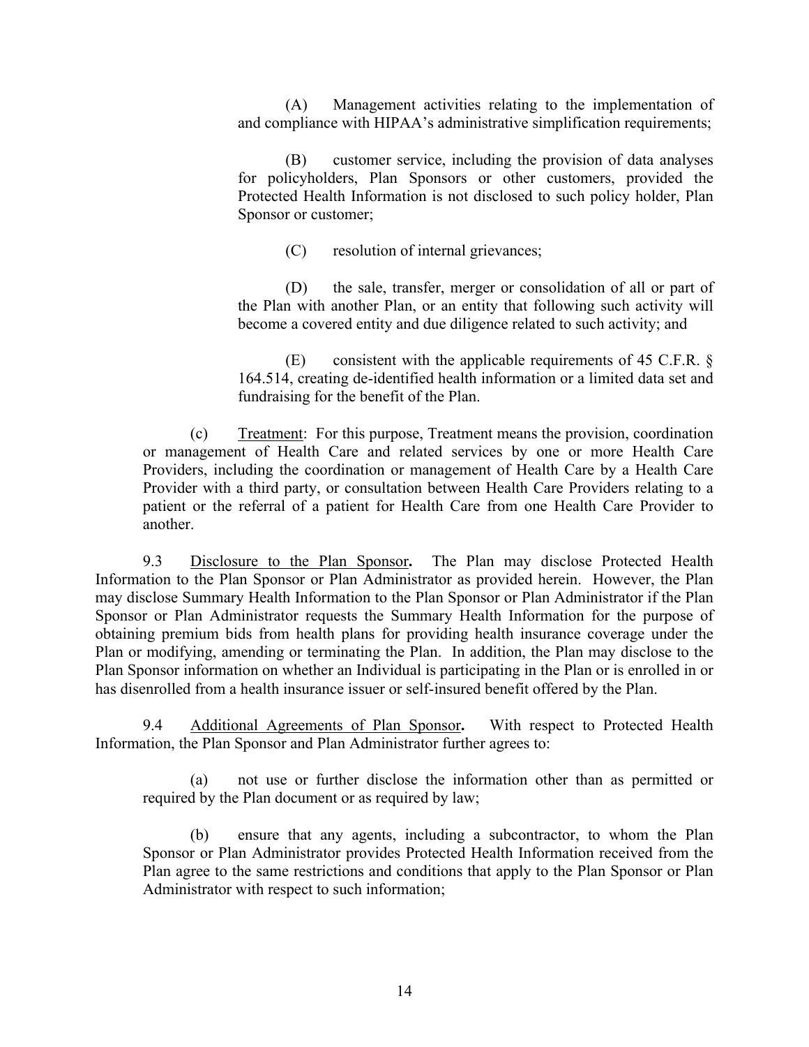(A) Management activities relating to the implementation of and compliance with HIPAA's administrative simplification requirements;

(B) customer service, including the provision of data analyses for policyholders, Plan Sponsors or other customers, provided the Protected Health Information is not disclosed to such policy holder, Plan Sponsor or customer;

(C) resolution of internal grievances;

(D) the sale, transfer, merger or consolidation of all or part of the Plan with another Plan, or an entity that following such activity will become a covered entity and due diligence related to such activity; and

(E) consistent with the applicable requirements of 45 C.F.R. § 164.514, creating de-identified health information or a limited data set and fundraising for the benefit of the Plan.

(c) Treatment: For this purpose, Treatment means the provision, coordination or management of Health Care and related services by one or more Health Care Providers, including the coordination or management of Health Care by a Health Care Provider with a third party, or consultation between Health Care Providers relating to a patient or the referral of a patient for Health Care from one Health Care Provider to another.

9.3 Disclosure to the Plan Sponsor**.** The Plan may disclose Protected Health Information to the Plan Sponsor or Plan Administrator as provided herein. However, the Plan may disclose Summary Health Information to the Plan Sponsor or Plan Administrator if the Plan Sponsor or Plan Administrator requests the Summary Health Information for the purpose of obtaining premium bids from health plans for providing health insurance coverage under the Plan or modifying, amending or terminating the Plan. In addition, the Plan may disclose to the Plan Sponsor information on whether an Individual is participating in the Plan or is enrolled in or has disenrolled from a health insurance issuer or self-insured benefit offered by the Plan.

9.4 Additional Agreements of Plan Sponsor**.** With respect to Protected Health Information, the Plan Sponsor and Plan Administrator further agrees to:

(a) not use or further disclose the information other than as permitted or required by the Plan document or as required by law;

(b) ensure that any agents, including a subcontractor, to whom the Plan Sponsor or Plan Administrator provides Protected Health Information received from the Plan agree to the same restrictions and conditions that apply to the Plan Sponsor or Plan Administrator with respect to such information;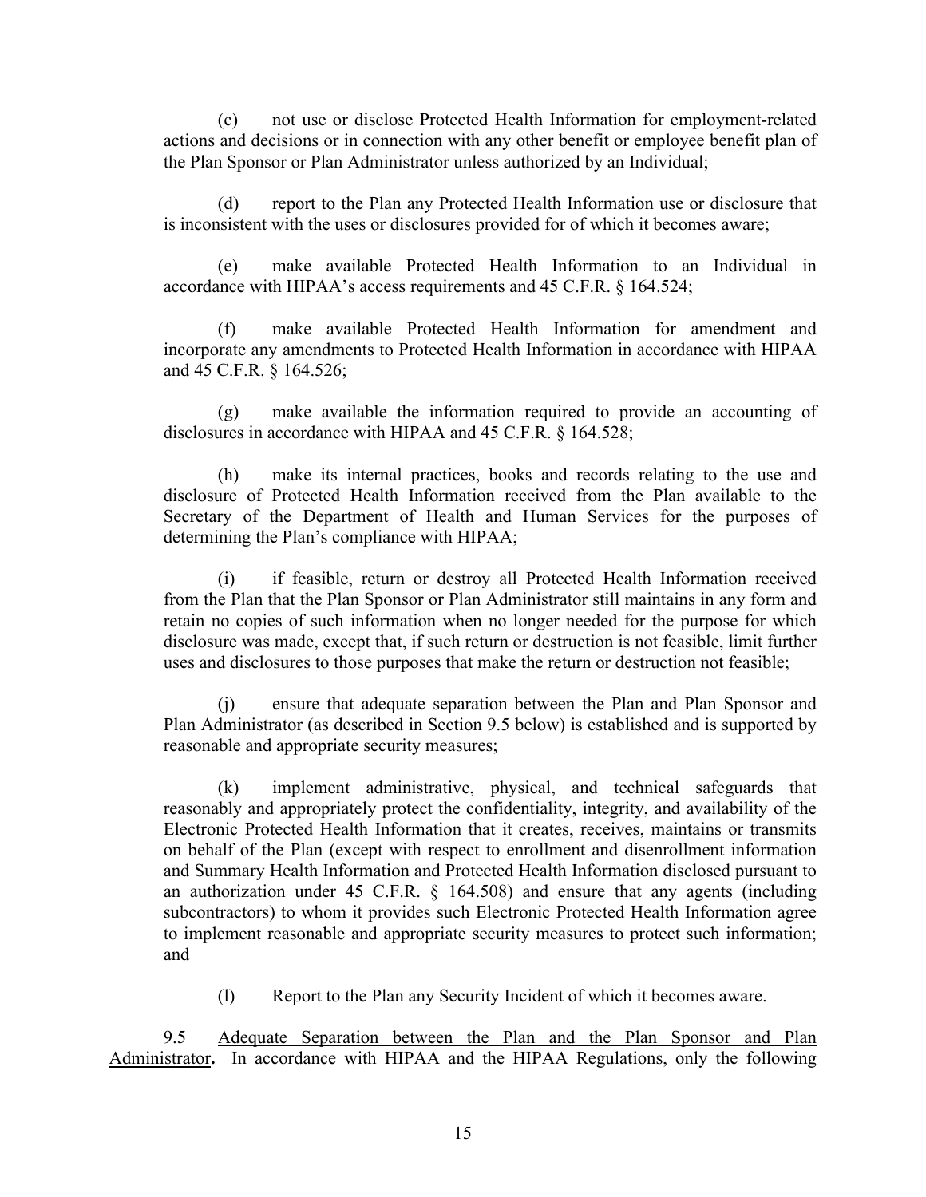(c) not use or disclose Protected Health Information for employment-related actions and decisions or in connection with any other benefit or employee benefit plan of the Plan Sponsor or Plan Administrator unless authorized by an Individual;

(d) report to the Plan any Protected Health Information use or disclosure that is inconsistent with the uses or disclosures provided for of which it becomes aware;

(e) make available Protected Health Information to an Individual in accordance with HIPAA's access requirements and 45 C.F.R. § 164.524;

(f) make available Protected Health Information for amendment and incorporate any amendments to Protected Health Information in accordance with HIPAA and 45 C.F.R. § 164.526;

(g) make available the information required to provide an accounting of disclosures in accordance with HIPAA and 45 C.F.R. § 164.528;

(h) make its internal practices, books and records relating to the use and disclosure of Protected Health Information received from the Plan available to the Secretary of the Department of Health and Human Services for the purposes of determining the Plan's compliance with HIPAA;

(i) if feasible, return or destroy all Protected Health Information received from the Plan that the Plan Sponsor or Plan Administrator still maintains in any form and retain no copies of such information when no longer needed for the purpose for which disclosure was made, except that, if such return or destruction is not feasible, limit further uses and disclosures to those purposes that make the return or destruction not feasible;

(j) ensure that adequate separation between the Plan and Plan Sponsor and Plan Administrator (as described in Section 9.5 below) is established and is supported by reasonable and appropriate security measures;

(k) implement administrative, physical, and technical safeguards that reasonably and appropriately protect the confidentiality, integrity, and availability of the Electronic Protected Health Information that it creates, receives, maintains or transmits on behalf of the Plan (except with respect to enrollment and disenrollment information and Summary Health Information and Protected Health Information disclosed pursuant to an authorization under 45 C.F.R. § 164.508) and ensure that any agents (including subcontractors) to whom it provides such Electronic Protected Health Information agree to implement reasonable and appropriate security measures to protect such information; and

(l) Report to the Plan any Security Incident of which it becomes aware.

9.5 <u>Adequate Separation between the Plan and the Plan Sponsor and Plan Administrator</u>**.** In accordance with HIPAA and the HIPAA Regulations, only the following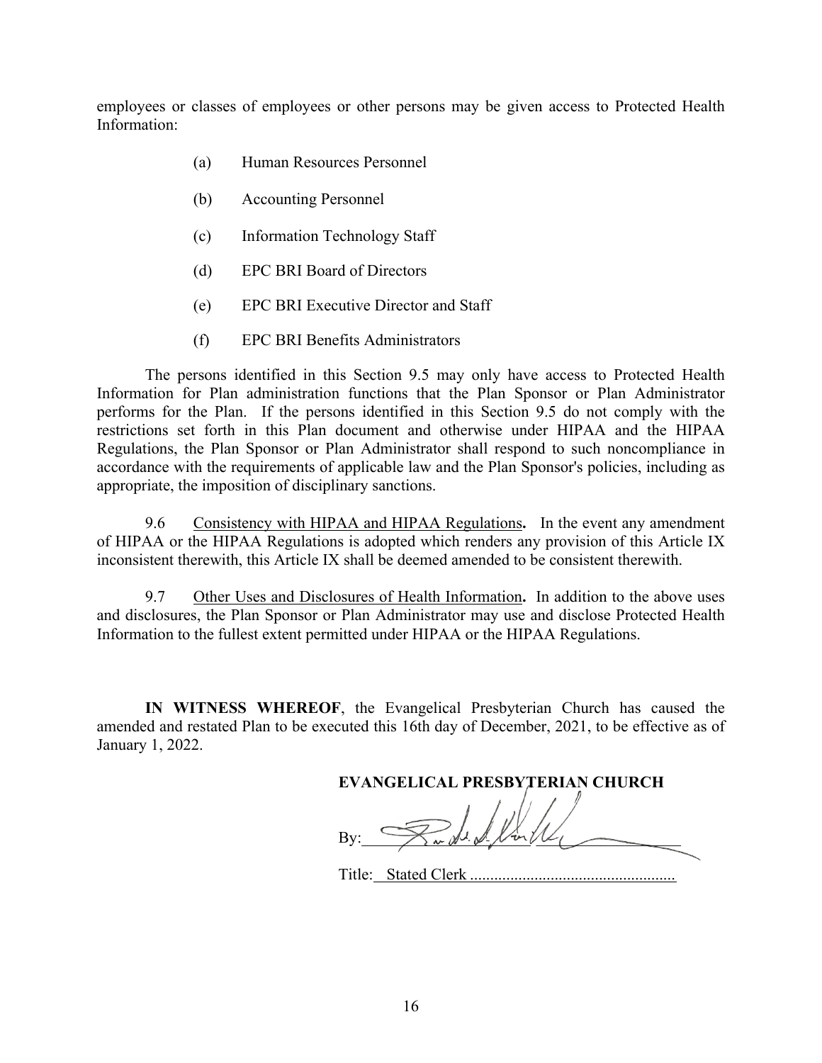employees or classes of employees or other persons may be given access to Protected Health Information:

(a) Human Resources Personnel

(b) Accounting Personnel

(c) Information Technology Staff

(d) EPC BRI Board of Directors

(e) EPC BRI Executive Director and Staff

(f) EPC BRI Benefits Administrators

The persons identified in this Section 9.5 may only have access to Protected Health Information for Plan administration functions that the Plan Sponsor or Plan Administrator performs for the Plan. If the persons identified in this Section 9.5 do not comply with the restrictions set forth in this Plan document and otherwise under HIPAA and the HIPAA Regulations, the Plan Sponsor or Plan Administrator shall respond to such noncompliance in accordance with the requirements of applicable law and the Plan Sponsor's policies, including as appropriate, the imposition of disciplinary sanctions.

9.6 Consistency with HIPAA and HIPAA Regulations**.** In the event any amendment of HIPAA or the HIPAA Regulations is adopted which renders any provision of this Article IX inconsistent therewith, this Article IX shall be deemed amended to be consistent therewith.

9.7 Other Uses and Disclosures of Health Information**.** In addition to the above uses and disclosures, the Plan Sponsor or Plan Administrator may use and disclose Protected Health Information to the fullest extent permitted under HIPAA or the HIPAA Regulations.

**IN WITNESS WHEREOF**, the Evangelical Presbyterian Church has caused the amended and restated Plan to be executed this 16th day of December, 2021, to be effective as of January 1, 2022.

**EVANGELICAL PRESBYTERIAN CHURCH**

By: ____________________

Title: Stated Clerk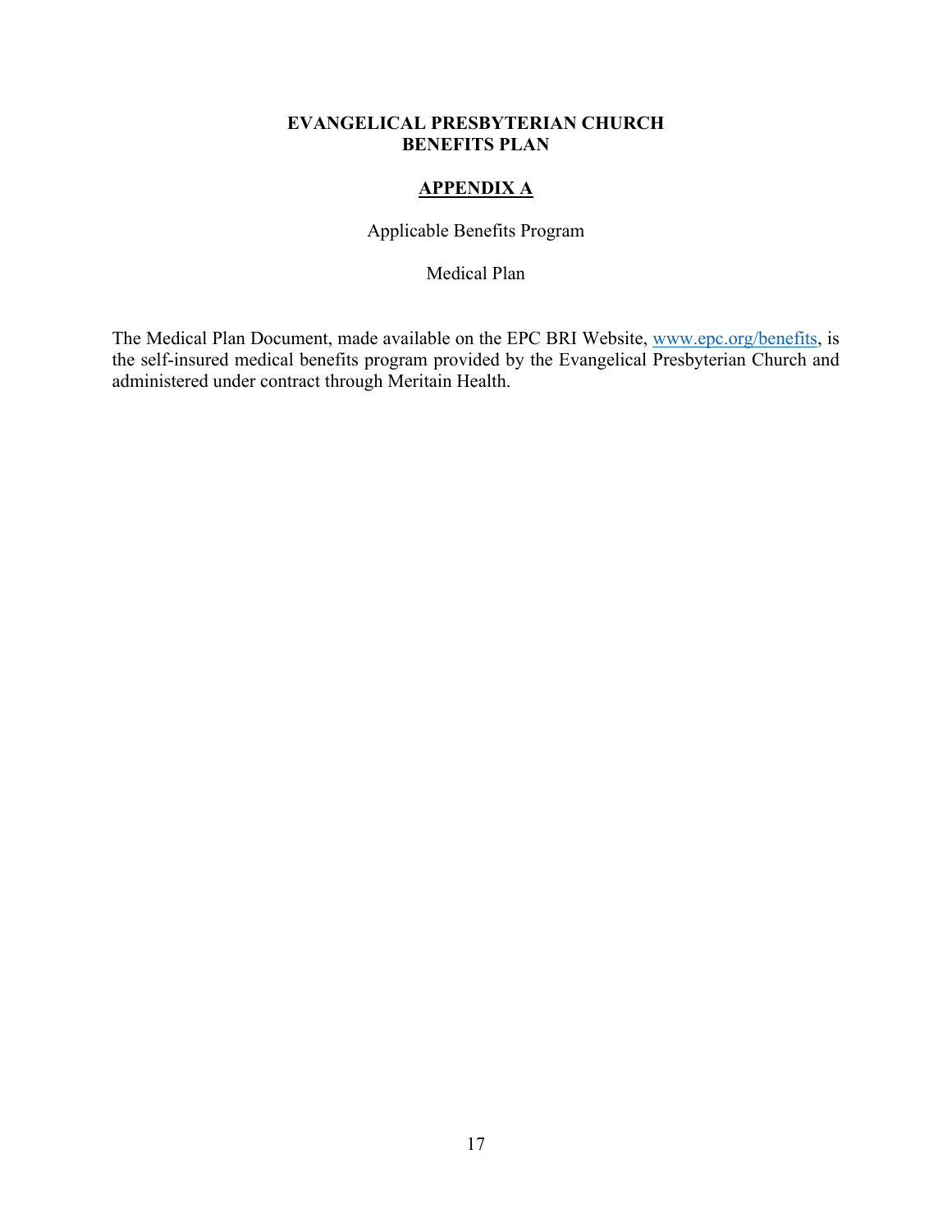# EVANGELICAL PRESBYTERIAN CHURCH
# BENEFITS PLAN

## APPENDIX A

Applicable Benefits Program

Medical Plan

The Medical Plan Document, made available on the EPC BRI Website, [www.epc.org/benefits](www.epc.org/benefits), is the self-insured medical benefits program provided by the Evangelical Presbyterian Church and administered under contract through Meritain Health.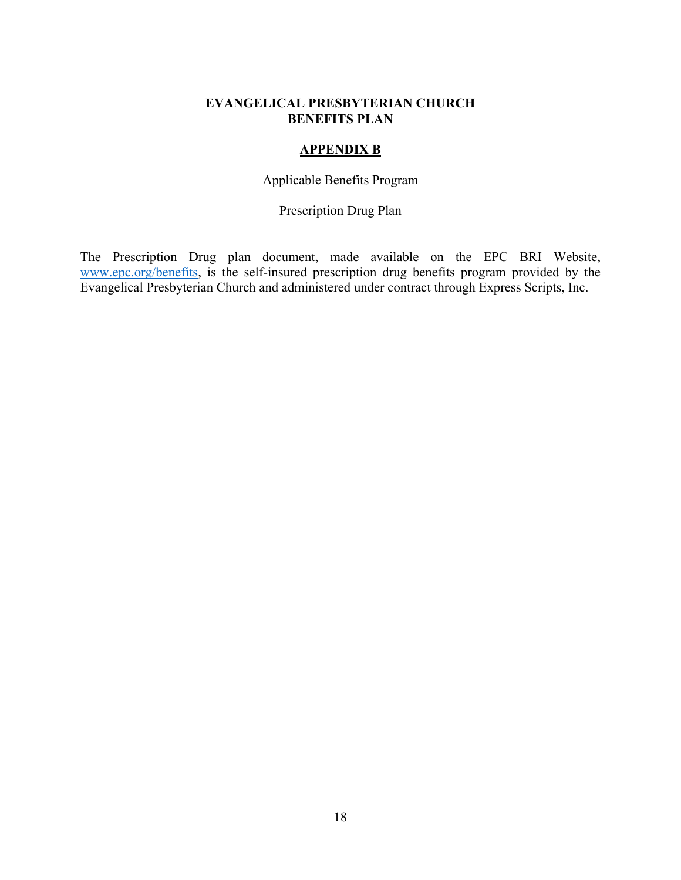**EVANGELICAL PRESBYTERIAN CHURCH**
**BENEFITS PLAN**

## APPENDIX B

Applicable Benefits Program

Prescription Drug Plan

The Prescription Drug plan document, made available on the EPC BRI Website, www.epc.org/benefits, is the self-insured prescription drug benefits program provided by the Evangelical Presbyterian Church and administered under contract through Express Scripts, Inc.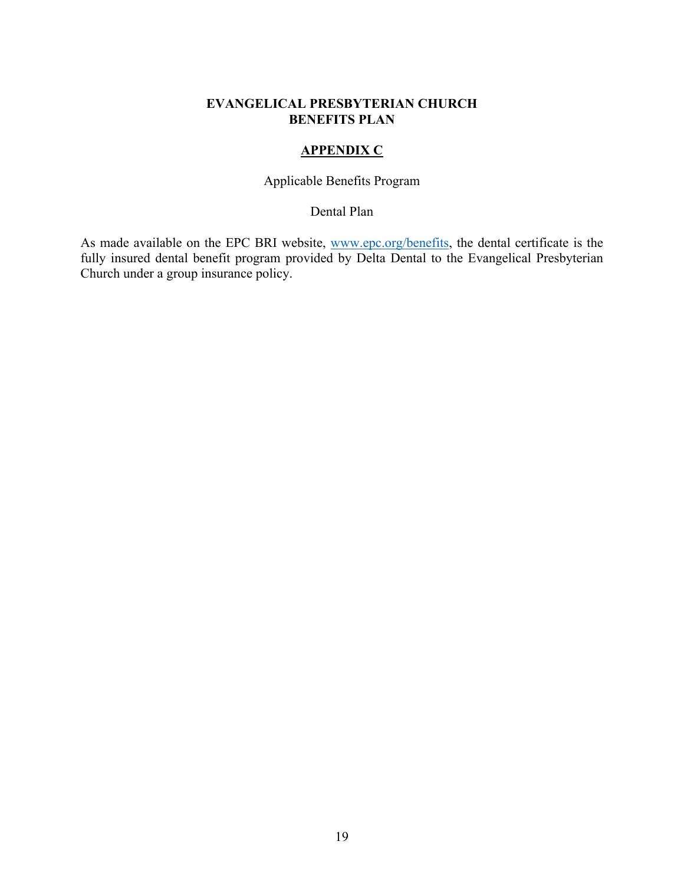**EVANGELICAL PRESBYTERIAN CHURCH**
**BENEFITS PLAN**

## APPENDIX C

Applicable Benefits Program

Dental Plan

As made available on the EPC BRI website, [www.epc.org/benefits](http://www.epc.org/benefits), the dental certificate is the fully insured dental benefit program provided by Delta Dental to the Evangelical Presbyterian Church under a group insurance policy.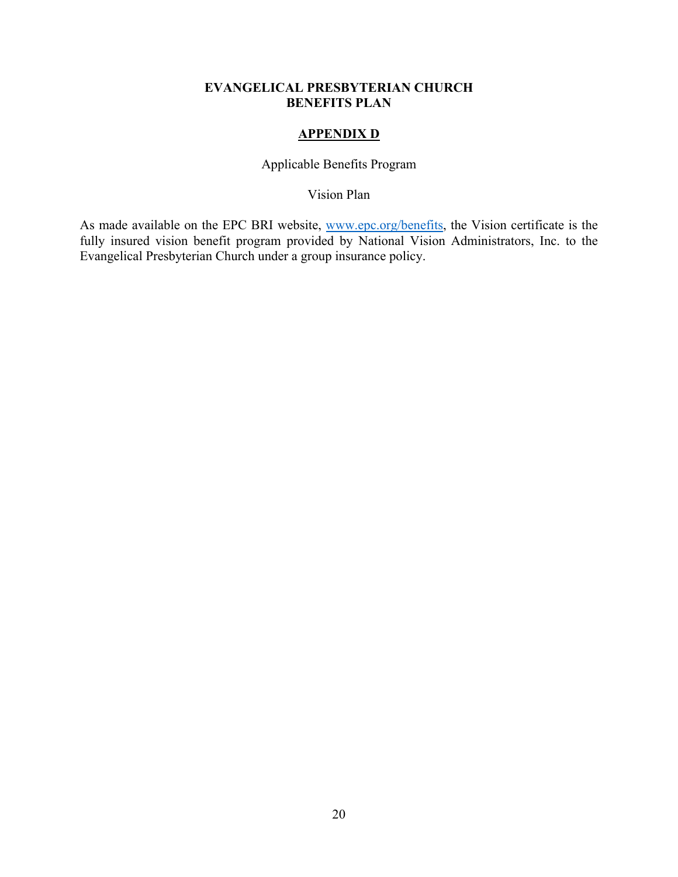**EVANGELICAL PRESBYTERIAN CHURCH**
**BENEFITS PLAN**

## APPENDIX D

Applicable Benefits Program

Vision Plan

As made available on the EPC BRI website, [www.epc.org/benefits](www.epc.org/benefits), the Vision certificate is the fully insured vision benefit program provided by National Vision Administrators, Inc. to the Evangelical Presbyterian Church under a group insurance policy.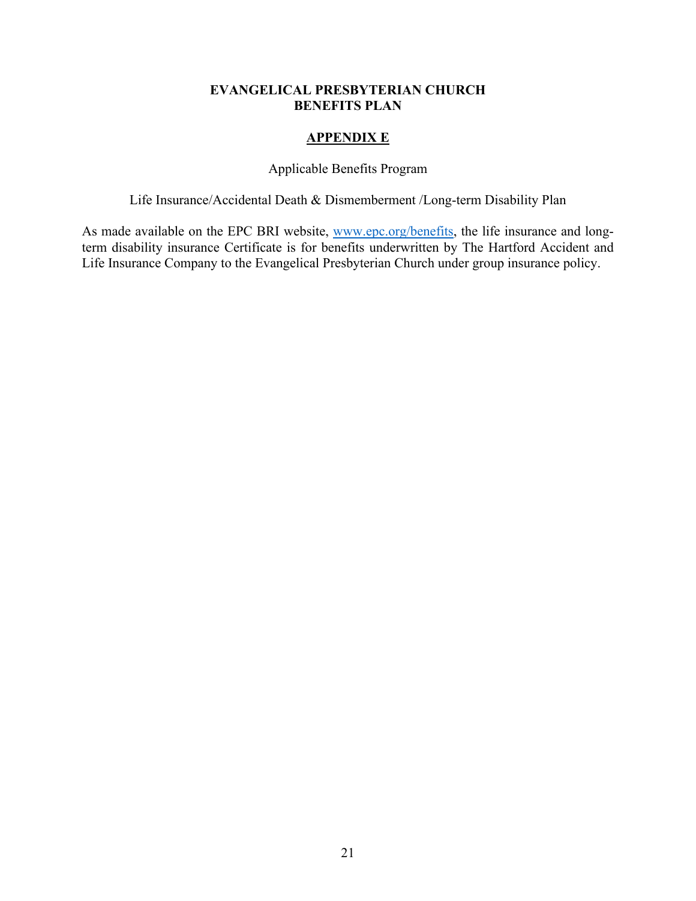**EVANGELICAL PRESBYTERIAN CHURCH**
**BENEFITS PLAN**

## APPENDIX E

Applicable Benefits Program

Life Insurance/Accidental Death & Dismemberment /Long-term Disability Plan

As made available on the EPC BRI website, [www.epc.org/benefits](http://www.epc.org/benefits), the life insurance and long-term disability insurance Certificate is for benefits underwritten by The Hartford Accident and Life Insurance Company to the Evangelical Presbyterian Church under group insurance policy.